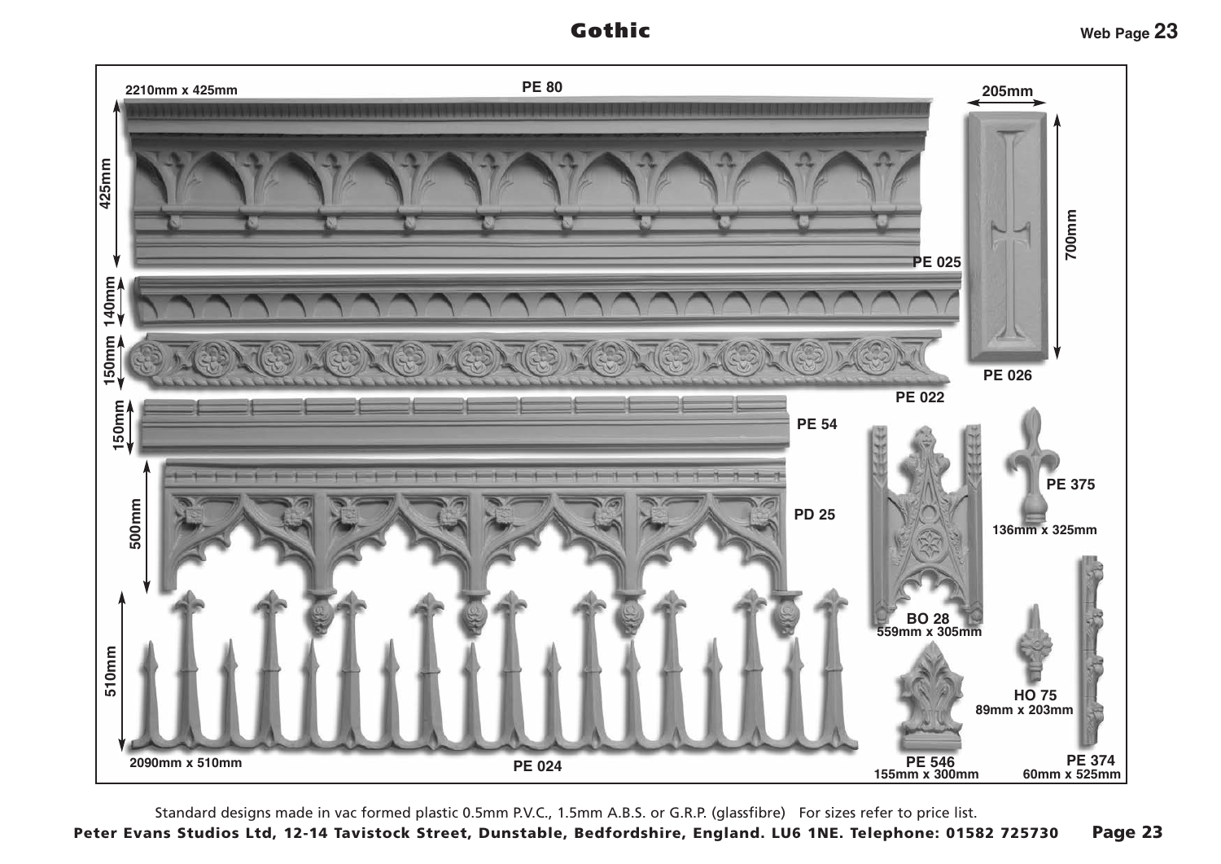# Gothic

Web Page 23

2210mm x 425mm

PE 80

425mm

205mm

700mm

PE 025

140mm

150mm

PE 026

PE 022

150mm

PE 54

PE 375

500mm

PD 25

136mm x 325mm

BO 28
559mm x 305mm

510mm

HO 75
89mm x 203mm

2090mm x 510mm

PE 024

PE 546
155mm x 300mm

PE 374
60mm x 525mm

Standard designs made in vac formed plastic 0.5mm P.V.C., 1.5mm A.B.S. or G.R.P. (glassfibre)   For sizes refer to price list.

**Peter Evans Studios Ltd, 12-14 Tavistock Street, Dunstable, Bedfordshire, England. LU6 1NE. Telephone: 01582 725730**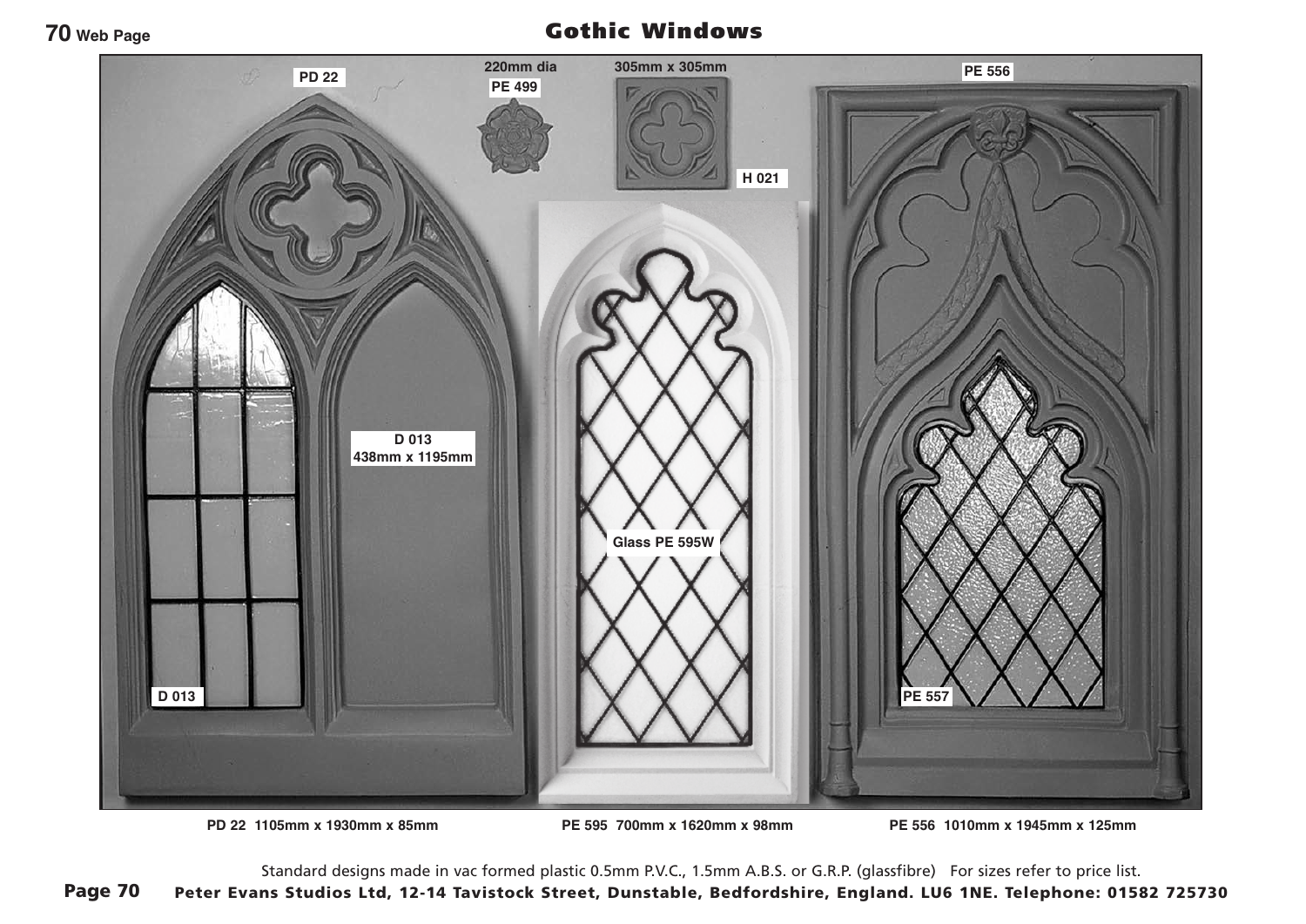# Gothic Windows

PD 22

220mm dia

PE 499

305mm x 305mm

H 021

PE 556

D 013
438mm x 1195mm

Glass PE 595W

D 013

PE 557

PD 22 1105mm x 1930mm x 85mm

PE 595 700mm x 1620mm x 98mm

PE 556 1010mm x 1945mm x 125mm

Standard designs made in vac formed plastic 0.5mm P.V.C., 1.5mm A.B.S. or G.R.P. (glassfibre) For sizes refer to price list.

Peter Evans Studios Ltd, 12-14 Tavistock Street, Dunstable, Bedfordshire, England. LU6 1NE. Telephone: 01582 725730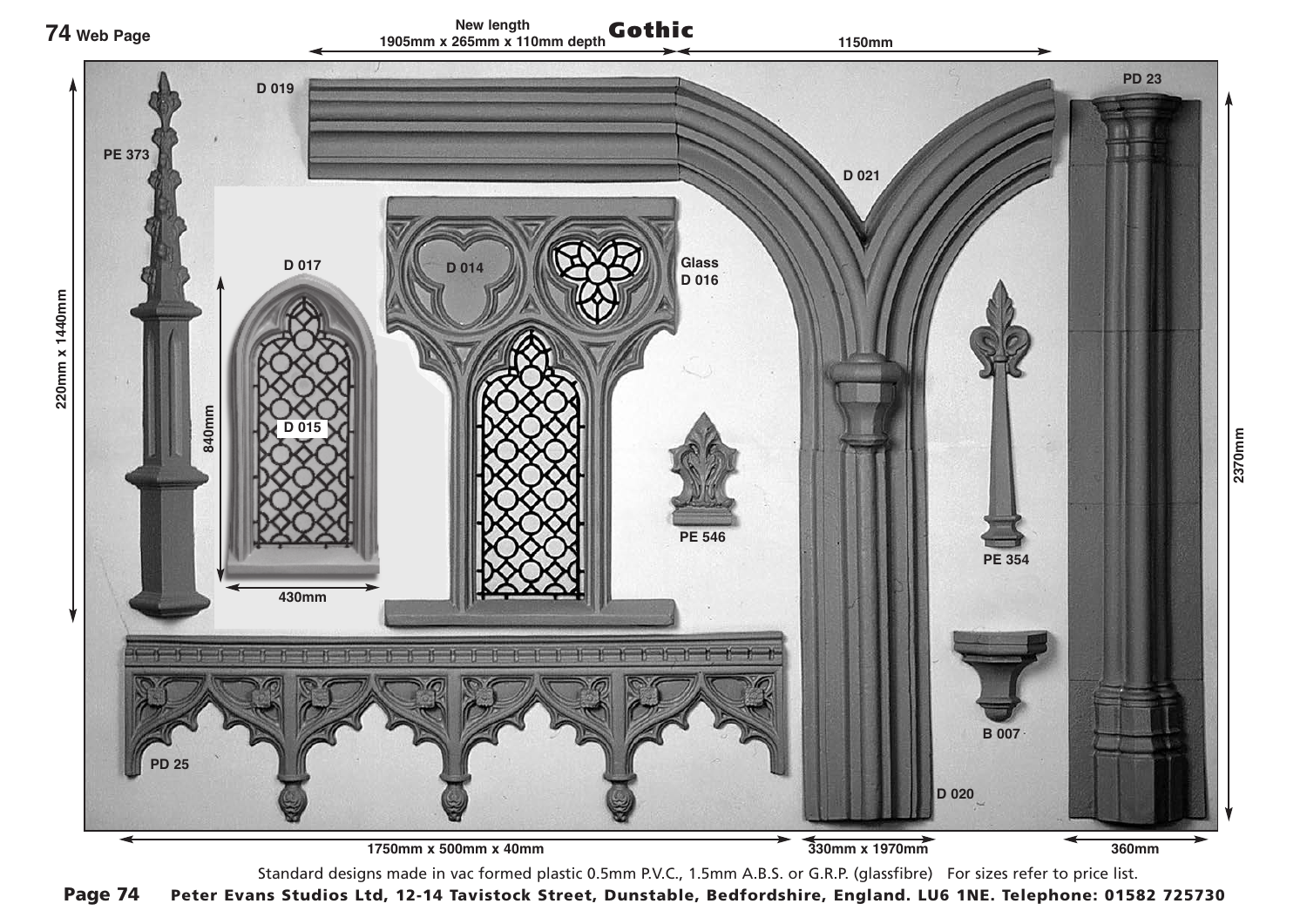# Gothic

New length
1905mm x 265mm x 110mm depth

1150mm

D 019

D 021

PD 23

PE 373

220mm x 1440mm

D 017

D 014

Glass
D 016

840mm

D 015

430mm

PE 546

PE 354

2370mm

B 007

PD 25

D 020

1750mm x 500mm x 40mm

330mm x 1970mm

360mm

Standard designs made in vac formed plastic 0.5mm P.V.C., 1.5mm A.B.S. or G.R.P. (glassfibre) For sizes refer to price list.

**Peter Evans Studios Ltd, 12-14 Tavistock Street, Dunstable, Bedfordshire, England. LU6 1NE. Telephone: 01582 725730**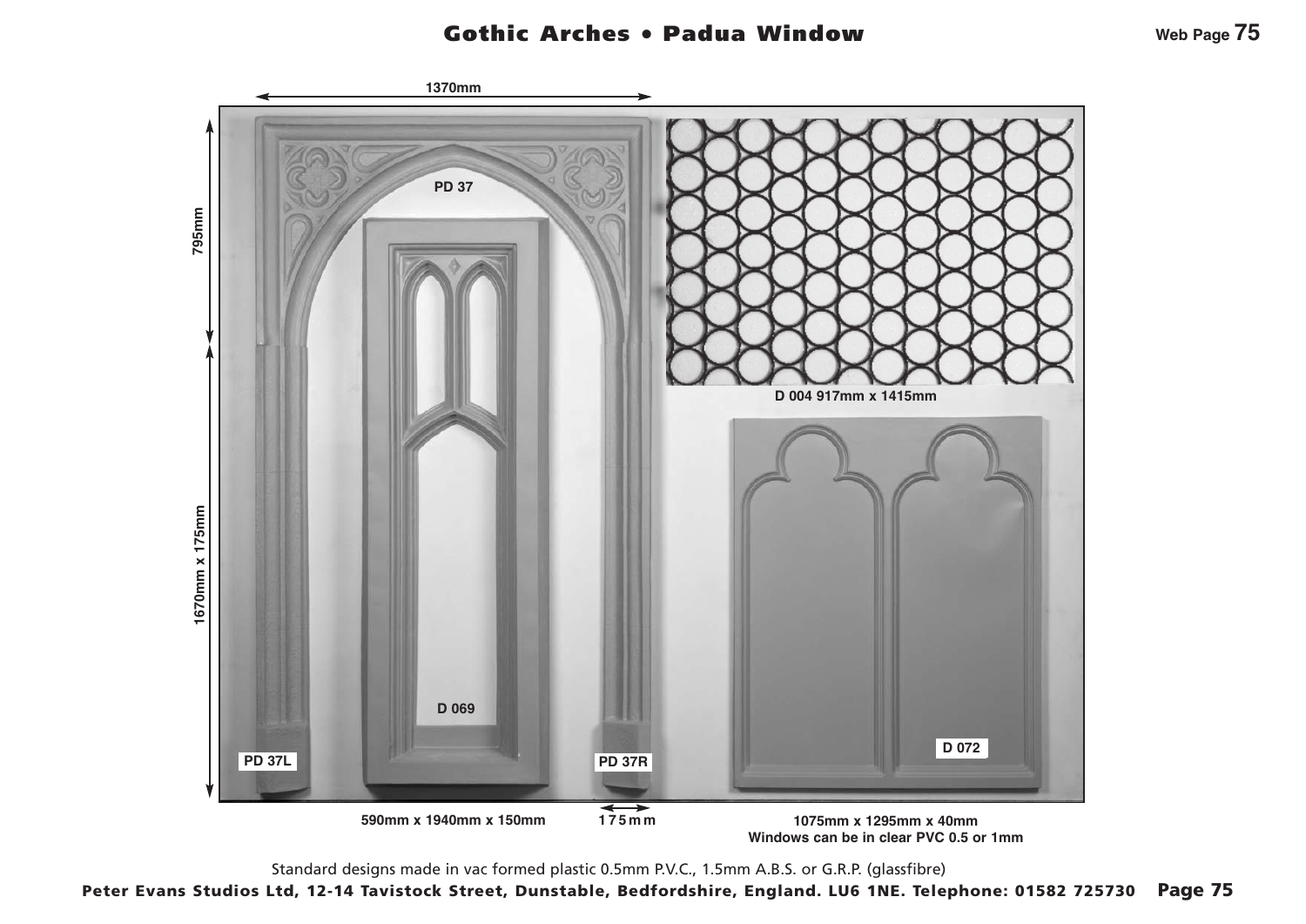# Gothic Arches • Padua Window

1370mm

795mm

PD 37

D 004 917mm x 1415mm

1670mm x 175mm

D 069

D 072

PD 37L

PD 37R

590mm x 1940mm x 150mm

175mm

1075mm x 1295mm x 40mm
Windows can be in clear PVC 0.5 or 1mm

Standard designs made in vac formed plastic 0.5mm P.V.C., 1.5mm A.B.S. or G.R.P. (glassfibre)

**Peter Evans Studios Ltd, 12-14 Tavistock Street, Dunstable, Bedfordshire, England. LU6 1NE. Telephone: 01582 725730**